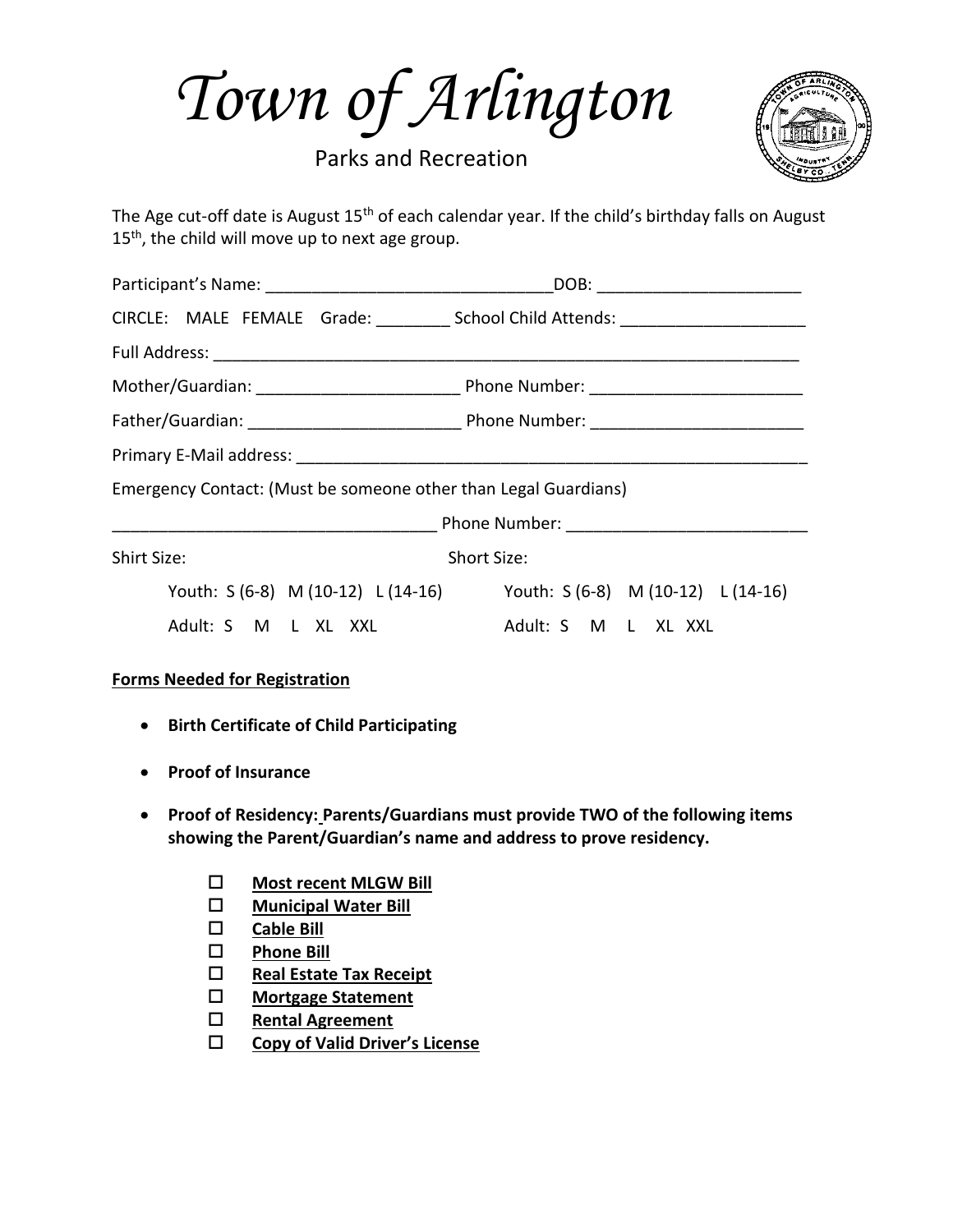# *Town of Arlington*

Parks and Recreation

The Age cut-off date is August 15th of each calendar year. If the child's birthday falls on August 15th, the child will move up to next age group.

Participant's Name: _______________________________DOB: ______________________

CIRCLE: MALE FEMALE Grade: ________ School Child Attends: ____________________

Full Address: ___________________________________________________________________

Mother/Guardian: ______________________ Phone Number: _______________________

Father/Guardian: _______________________ Phone Number: _______________________

Primary E-Mail address: _________________________________________________________

Emergency Contact: (Must be someone other than Legal Guardians)

__________________________________ Phone Number: __________________________

Shirt Size:

Youth: S (6-8) M (10-12) L (14-16)

Adult: S M L XL XXL

Short Size:

Youth: S (6-8) M (10-12) L (14-16)

Adult: S M L XL XXL

**Forms Needed for Registration**

- **Birth Certificate of Child Participating**
- **Proof of Insurance**
- **Proof of Residency: Parents/Guardians must provide TWO of the following items showing the Parent/Guardian's name and address to prove residency.**
  - ☐ **Most recent MLGW Bill**
  - ☐ **Municipal Water Bill**
  - ☐ **Cable Bill**
  - ☐ **Phone Bill**
  - ☐ **Real Estate Tax Receipt**
  - ☐ **Mortgage Statement**
  - ☐ **Rental Agreement**
  - ☐ **Copy of Valid Driver's License**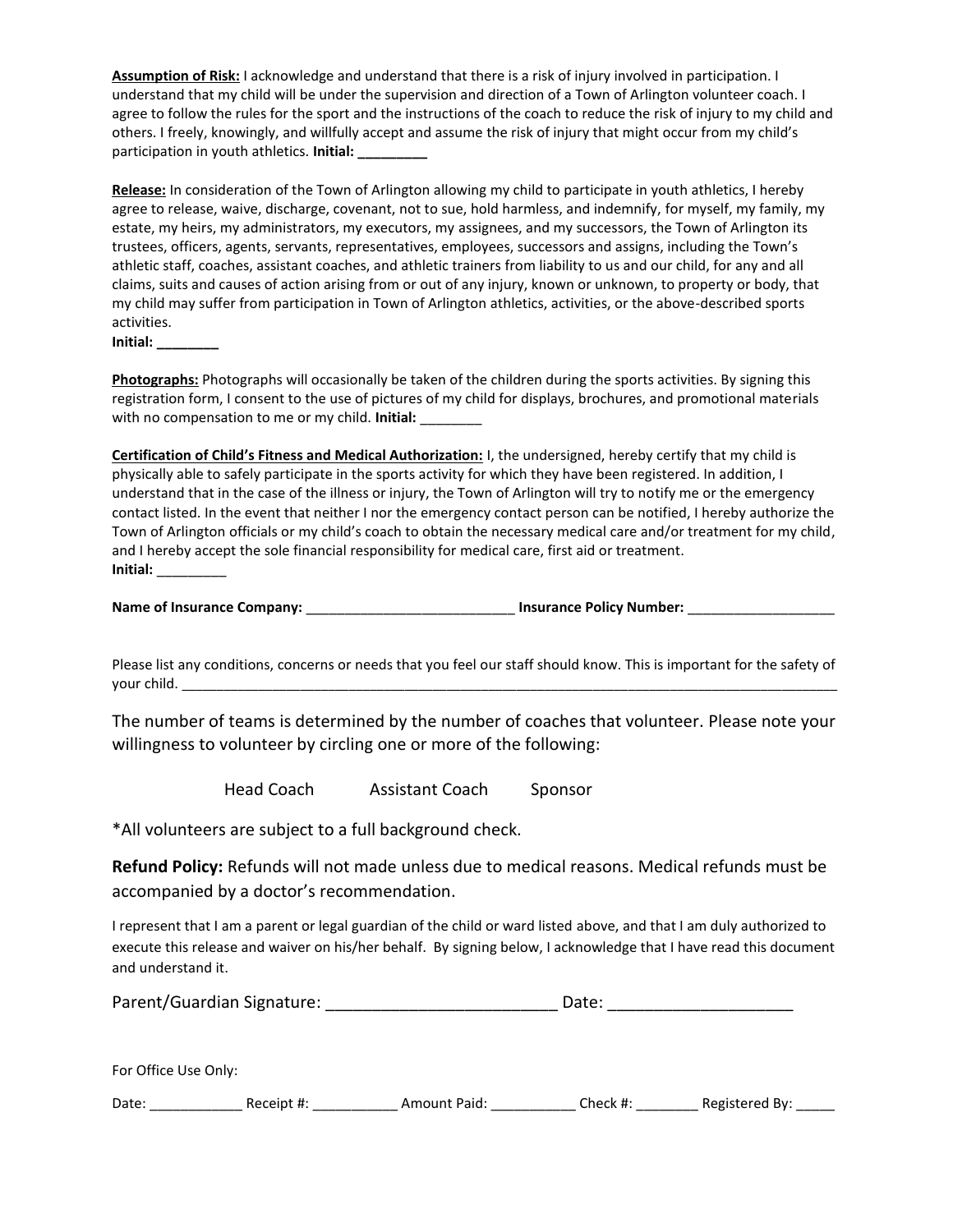**Assumption of Risk:** I acknowledge and understand that there is a risk of injury involved in participation. I understand that my child will be under the supervision and direction of a Town of Arlington volunteer coach. I agree to follow the rules for the sport and the instructions of the coach to reduce the risk of injury to my child and others. I freely, knowingly, and willfully accept and assume the risk of injury that might occur from my child's participation in youth athletics. **Initial: _________**

**Release:** In consideration of the Town of Arlington allowing my child to participate in youth athletics, I hereby agree to release, waive, discharge, covenant, not to sue, hold harmless, and indemnify, for myself, my family, my estate, my heirs, my administrators, my executors, my assignees, and my successors, the Town of Arlington its trustees, officers, agents, servants, representatives, employees, successors and assigns, including the Town's athletic staff, coaches, assistant coaches, and athletic trainers from liability to us and our child, for any and all claims, suits and causes of action arising from or out of any injury, known or unknown, to property or body, that my child may suffer from participation in Town of Arlington athletics, activities, or the above-described sports activities.
**Initial: ________**

**Photographs:** Photographs will occasionally be taken of the children during the sports activities. By signing this registration form, I consent to the use of pictures of my child for displays, brochures, and promotional materials with no compensation to me or my child. **Initial:** ________

**Certification of Child's Fitness and Medical Authorization:** I, the undersigned, hereby certify that my child is physically able to safely participate in the sports activity for which they have been registered. In addition, I understand that in the case of the illness or injury, the Town of Arlington will try to notify me or the emergency contact listed. In the event that neither I nor the emergency contact person can be notified, I hereby authorize the Town of Arlington officials or my child's coach to obtain the necessary medical care and/or treatment for my child, and I hereby accept the sole financial responsibility for medical care, first aid or treatment.
**Initial:** _________

**Name of Insurance Company:** ___________________________ **Insurance Policy Number:** ___________________

Please list any conditions, concerns or needs that you feel our staff should know. This is important for the safety of your child. ________________________________________________________________________________________

The number of teams is determined by the number of coaches that volunteer. Please note your willingness to volunteer by circling one or more of the following:

Head Coach    Assistant Coach    Sponsor

*All volunteers are subject to a full background check.

**Refund Policy:** Refunds will not made unless due to medical reasons. Medical refunds must be accompanied by a doctor's recommendation.

I represent that I am a parent or legal guardian of the child or ward listed above, and that I am duly authorized to execute this release and waiver on his/her behalf. By signing below, I acknowledge that I have read this document and understand it.

Parent/Guardian Signature: __________________________ Date: ____________________

For Office Use Only:

Date: ____________ Receipt #: ___________ Amount Paid: ___________ Check #: ________ Registered By: _____